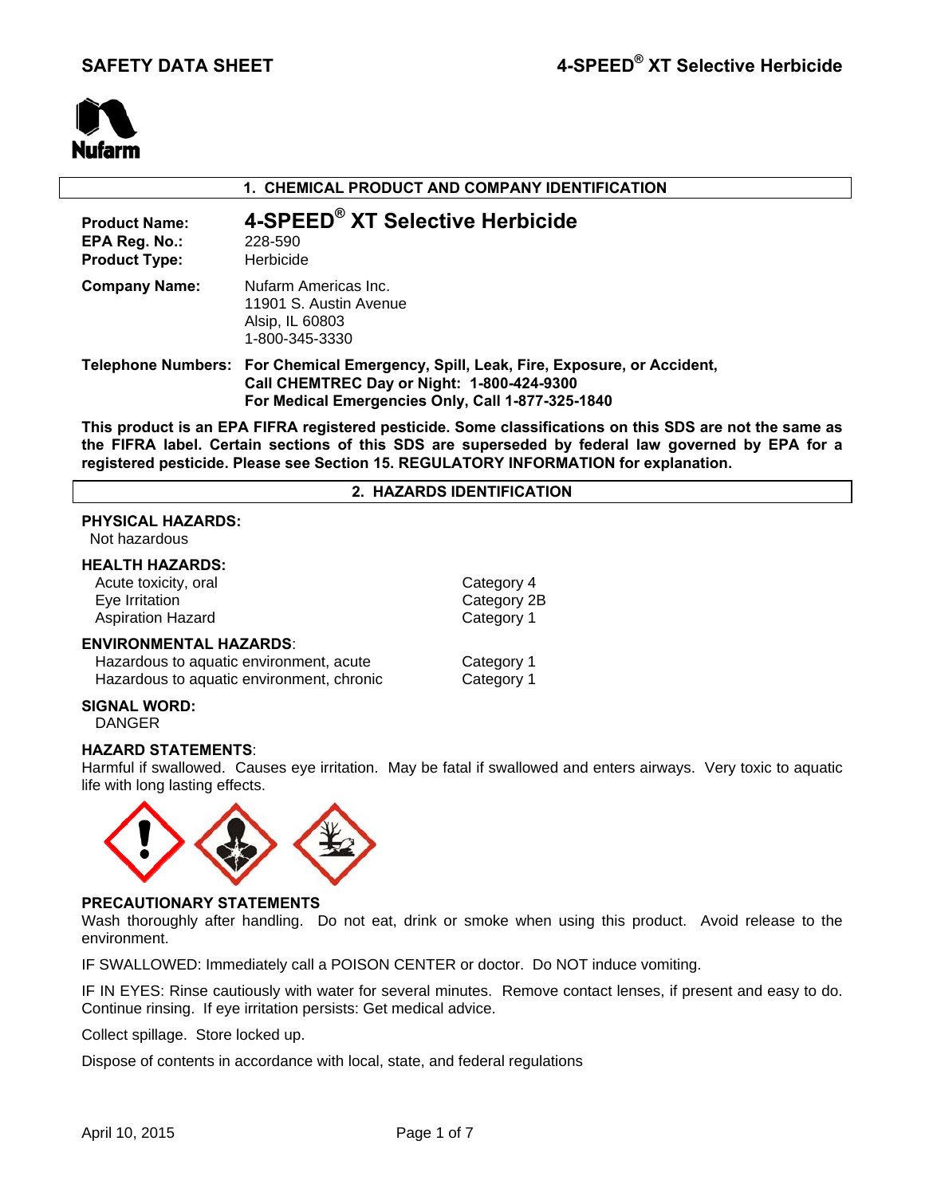# SAFETY DATA SHEET — 4-SPEED® XT Selective Herbicide

Nufarm

## 1. CHEMICAL PRODUCT AND COMPANY IDENTIFICATION

**Product Name:** **4-SPEED® XT Selective Herbicide**

**EPA Reg. No.:** 228-590

**Product Type:** Herbicide

**Company Name:** Nufarm Americas Inc.
11901 S. Austin Avenue
Alsip, IL 60803
1-800-345-3330

**Telephone Numbers:** **For Chemical Emergency, Spill, Leak, Fire, Exposure, or Accident, Call CHEMTREC Day or Night: 1-800-424-9300**
**For Medical Emergencies Only, Call 1-877-325-1840**

**This product is an EPA FIFRA registered pesticide. Some classifications on this SDS are not the same as the FIFRA label. Certain sections of this SDS are superseded by federal law governed by EPA for a registered pesticide. Please see Section 15. REGULATORY INFORMATION for explanation.**

## 2. HAZARDS IDENTIFICATION

**PHYSICAL HAZARDS:**
Not hazardous

**HEALTH HAZARDS:**

| | |
|---|---|
| Acute toxicity, oral | Category 4 |
| Eye Irritation | Category 2B |
| Aspiration Hazard | Category 1 |

**ENVIRONMENTAL HAZARDS:**

| | |
|---|---|
| Hazardous to aquatic environment, acute | Category 1 |
| Hazardous to aquatic environment, chronic | Category 1 |

**SIGNAL WORD:**
DANGER

**HAZARD STATEMENTS:**
Harmful if swallowed. Causes eye irritation. May be fatal if swallowed and enters airways. Very toxic to aquatic life with long lasting effects.

**PRECAUTIONARY STATEMENTS**
Wash thoroughly after handling. Do not eat, drink or smoke when using this product. Avoid release to the environment.

IF SWALLOWED: Immediately call a POISON CENTER or doctor. Do NOT induce vomiting.

IF IN EYES: Rinse cautiously with water for several minutes. Remove contact lenses, if present and easy to do. Continue rinsing. If eye irritation persists: Get medical advice.

Collect spillage. Store locked up.

Dispose of contents in accordance with local, state, and federal regulations

April 10, 2015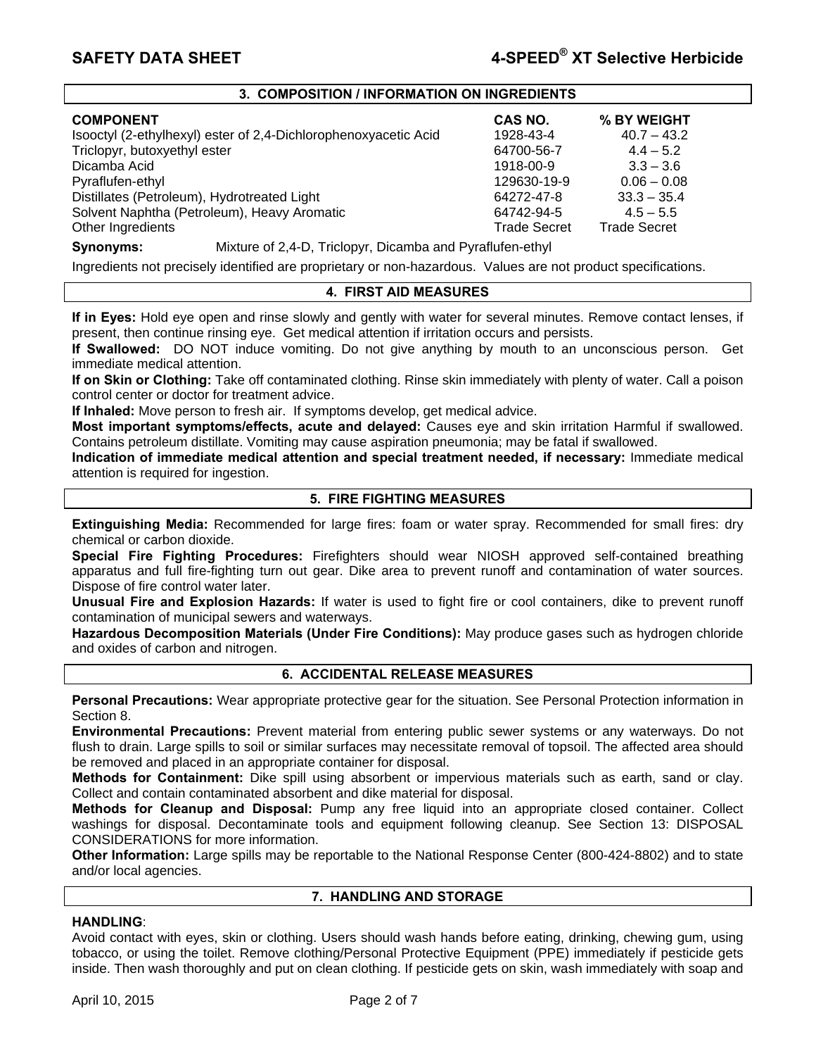## 3. COMPOSITION / INFORMATION ON INGREDIENTS

| COMPONENT | CAS NO. | % BY WEIGHT |
|---|---|---|
| Isooctyl (2-ethylhexyl) ester of 2,4-Dichlorophenoxyacetic Acid | 1928-43-4 | 40.7 – 43.2 |
| Triclopyr, butoxyethyl ester | 64700-56-7 | 4.4 – 5.2 |
| Dicamba Acid | 1918-00-9 | 3.3 – 3.6 |
| Pyraflufen-ethyl | 129630-19-9 | 0.06 – 0.08 |
| Distillates (Petroleum), Hydrotreated Light | 64272-47-8 | 33.3 – 35.4 |
| Solvent Naphtha (Petroleum), Heavy Aromatic | 64742-94-5 | 4.5 – 5.5 |
| Other Ingredients | Trade Secret | Trade Secret |

**Synonyms:** Mixture of 2,4-D, Triclopyr, Dicamba and Pyraflufen-ethyl

Ingredients not precisely identified are proprietary or non-hazardous. Values are not product specifications.

## 4. FIRST AID MEASURES

**If in Eyes:** Hold eye open and rinse slowly and gently with water for several minutes. Remove contact lenses, if present, then continue rinsing eye. Get medical attention if irritation occurs and persists.

**If Swallowed:** DO NOT induce vomiting. Do not give anything by mouth to an unconscious person. Get immediate medical attention.

**If on Skin or Clothing:** Take off contaminated clothing. Rinse skin immediately with plenty of water. Call a poison control center or doctor for treatment advice.

**If Inhaled:** Move person to fresh air. If symptoms develop, get medical advice.

**Most important symptoms/effects, acute and delayed:** Causes eye and skin irritation Harmful if swallowed. Contains petroleum distillate. Vomiting may cause aspiration pneumonia; may be fatal if swallowed.

**Indication of immediate medical attention and special treatment needed, if necessary:** Immediate medical attention is required for ingestion.

## 5. FIRE FIGHTING MEASURES

**Extinguishing Media:** Recommended for large fires: foam or water spray. Recommended for small fires: dry chemical or carbon dioxide.

**Special Fire Fighting Procedures:** Firefighters should wear NIOSH approved self-contained breathing apparatus and full fire-fighting turn out gear. Dike area to prevent runoff and contamination of water sources. Dispose of fire control water later.

**Unusual Fire and Explosion Hazards:** If water is used to fight fire or cool containers, dike to prevent runoff contamination of municipal sewers and waterways.

**Hazardous Decomposition Materials (Under Fire Conditions):** May produce gases such as hydrogen chloride and oxides of carbon and nitrogen.

## 6. ACCIDENTAL RELEASE MEASURES

**Personal Precautions:** Wear appropriate protective gear for the situation. See Personal Protection information in Section 8.

**Environmental Precautions:** Prevent material from entering public sewer systems or any waterways. Do not flush to drain. Large spills to soil or similar surfaces may necessitate removal of topsoil. The affected area should be removed and placed in an appropriate container for disposal.

**Methods for Containment:** Dike spill using absorbent or impervious materials such as earth, sand or clay. Collect and contain contaminated absorbent and dike material for disposal.

**Methods for Cleanup and Disposal:** Pump any free liquid into an appropriate closed container. Collect washings for disposal. Decontaminate tools and equipment following cleanup. See Section 13: DISPOSAL CONSIDERATIONS for more information.

**Other Information:** Large spills may be reportable to the National Response Center (800-424-8802) and to state and/or local agencies.

## 7. HANDLING AND STORAGE

**HANDLING**:

Avoid contact with eyes, skin or clothing. Users should wash hands before eating, drinking, chewing gum, using tobacco, or using the toilet. Remove clothing/Personal Protective Equipment (PPE) immediately if pesticide gets inside. Then wash thoroughly and put on clean clothing. If pesticide gets on skin, wash immediately with soap and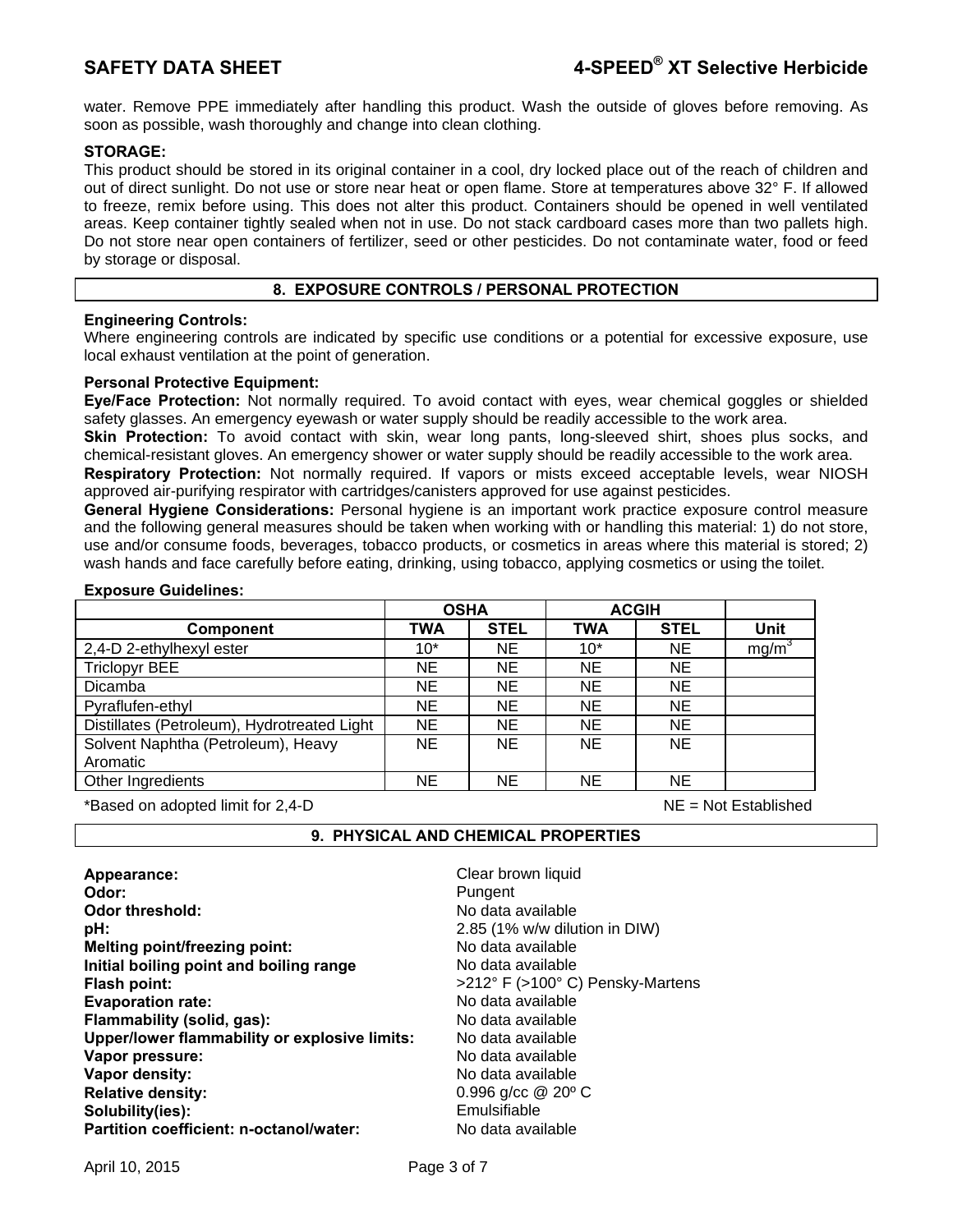water. Remove PPE immediately after handling this product. Wash the outside of gloves before removing. As soon as possible, wash thoroughly and change into clean clothing.

**STORAGE:**

This product should be stored in its original container in a cool, dry locked place out of the reach of children and out of direct sunlight. Do not use or store near heat or open flame. Store at temperatures above 32° F. If allowed to freeze, remix before using. This does not alter this product. Containers should be opened in well ventilated areas. Keep container tightly sealed when not in use. Do not stack cardboard cases more than two pallets high. Do not store near open containers of fertilizer, seed or other pesticides. Do not contaminate water, food or feed by storage or disposal.

## 8. EXPOSURE CONTROLS / PERSONAL PROTECTION

**Engineering Controls:**

Where engineering controls are indicated by specific use conditions or a potential for excessive exposure, use local exhaust ventilation at the point of generation.

**Personal Protective Equipment:**

**Eye/Face Protection:** Not normally required. To avoid contact with eyes, wear chemical goggles or shielded safety glasses. An emergency eyewash or water supply should be readily accessible to the work area.

**Skin Protection:** To avoid contact with skin, wear long pants, long-sleeved shirt, shoes plus socks, and chemical-resistant gloves. An emergency shower or water supply should be readily accessible to the work area.

**Respiratory Protection:** Not normally required. If vapors or mists exceed acceptable levels, wear NIOSH approved air-purifying respirator with cartridges/canisters approved for use against pesticides.

**General Hygiene Considerations:** Personal hygiene is an important work practice exposure control measure and the following general measures should be taken when working with or handling this material: 1) do not store, use and/or consume foods, beverages, tobacco products, or cosmetics in areas where this material is stored; 2) wash hands and face carefully before eating, drinking, using tobacco, applying cosmetics or using the toilet.

**Exposure Guidelines:**

| | OSHA | | ACGIH | | |
|---|---|---|---|---|---|
| **Component** | **TWA** | **STEL** | **TWA** | **STEL** | **Unit** |
| 2,4-D 2-ethylhexyl ester | 10* | NE | 10* | NE | $mg/m^3$ |
| Triclopyr BEE | NE | NE | NE | NE | |
| Dicamba | NE | NE | NE | NE | |
| Pyraflufen-ethyl | NE | NE | NE | NE | |
| Distillates (Petroleum), Hydrotreated Light | NE | NE | NE | NE | |
| Solvent Naphtha (Petroleum), Heavy Aromatic | NE | NE | NE | NE | |
| Other Ingredients | NE | NE | NE | NE | |

*Based on adopted limit for 2,4-D NE = Not Established

## 9. PHYSICAL AND CHEMICAL PROPERTIES

**Appearance:** Clear brown liquid
**Odor:** Pungent
**Odor threshold:** No data available
**pH:** 2.85 (1% w/w dilution in DIW)
**Melting point/freezing point:** No data available
**Initial boiling point and boiling range** No data available
**Flash point:** >212° F (>100° C) Pensky-Martens
**Evaporation rate:** No data available
**Flammability (solid, gas):** No data available
**Upper/lower flammability or explosive limits:** No data available
**Vapor pressure:** No data available
**Vapor density:** No data available
**Relative density:** 0.996 g/cc @ 20º C
**Solubility(ies):** Emulsifiable
**Partition coefficient: n-octanol/water:** No data available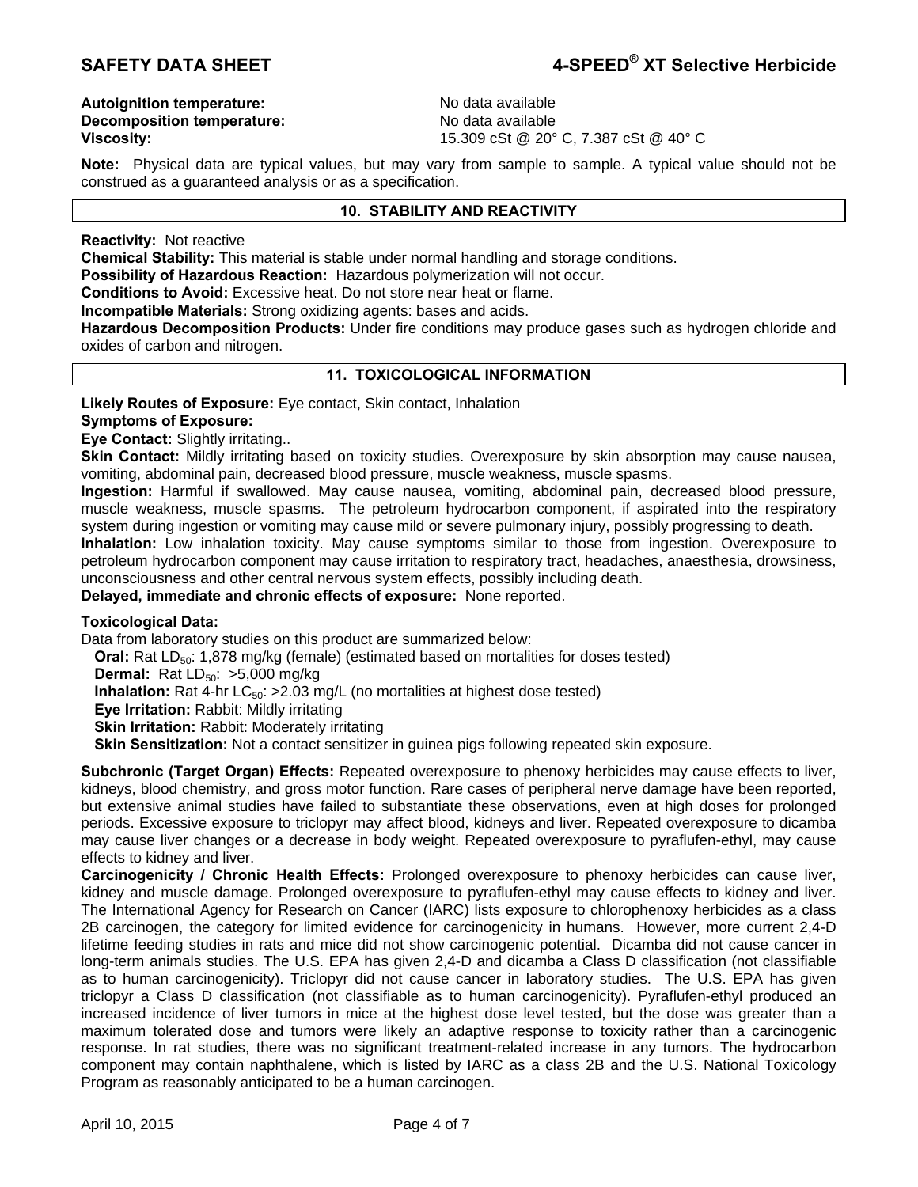**Autoignition temperature:** No data available
**Decomposition temperature:** No data available
**Viscosity:** 15.309 cSt @ 20° C, 7.387 cSt @ 40° C

**Note:** Physical data are typical values, but may vary from sample to sample. A typical value should not be construed as a guaranteed analysis or as a specification.

## 10. STABILITY AND REACTIVITY

**Reactivity:** Not reactive
**Chemical Stability:** This material is stable under normal handling and storage conditions.
**Possibility of Hazardous Reaction:** Hazardous polymerization will not occur.
**Conditions to Avoid:** Excessive heat. Do not store near heat or flame.
**Incompatible Materials:** Strong oxidizing agents: bases and acids.
**Hazardous Decomposition Products:** Under fire conditions may produce gases such as hydrogen chloride and oxides of carbon and nitrogen.

## 11. TOXICOLOGICAL INFORMATION

**Likely Routes of Exposure:** Eye contact, Skin contact, Inhalation
**Symptoms of Exposure:**
**Eye Contact:** Slightly irritating..
**Skin Contact:** Mildly irritating based on toxicity studies. Overexposure by skin absorption may cause nausea, vomiting, abdominal pain, decreased blood pressure, muscle weakness, muscle spasms.
**Ingestion:** Harmful if swallowed. May cause nausea, vomiting, abdominal pain, decreased blood pressure, muscle weakness, muscle spasms. The petroleum hydrocarbon component, if aspirated into the respiratory system during ingestion or vomiting may cause mild or severe pulmonary injury, possibly progressing to death.
**Inhalation:** Low inhalation toxicity. May cause symptoms similar to those from ingestion. Overexposure to petroleum hydrocarbon component may cause irritation to respiratory tract, headaches, anaesthesia, drowsiness, unconsciousness and other central nervous system effects, possibly including death.
**Delayed, immediate and chronic effects of exposure:** None reported.

**Toxicological Data:**
Data from laboratory studies on this product are summarized below:
- **Oral:** Rat $LD_{50}$: 1,878 mg/kg (female) (estimated based on mortalities for doses tested)
- **Dermal:** Rat $LD_{50}$: >5,000 mg/kg
- **Inhalation:** Rat 4-hr $LC_{50}$: >2.03 mg/L (no mortalities at highest dose tested)
- **Eye Irritation:** Rabbit: Mildly irritating
- **Skin Irritation:** Rabbit: Moderately irritating
- **Skin Sensitization:** Not a contact sensitizer in guinea pigs following repeated skin exposure.

**Subchronic (Target Organ) Effects:** Repeated overexposure to phenoxy herbicides may cause effects to liver, kidneys, blood chemistry, and gross motor function. Rare cases of peripheral nerve damage have been reported, but extensive animal studies have failed to substantiate these observations, even at high doses for prolonged periods. Excessive exposure to triclopyr may affect blood, kidneys and liver. Repeated overexposure to dicamba may cause liver changes or a decrease in body weight. Repeated overexposure to pyraflufen-ethyl, may cause effects to kidney and liver.
**Carcinogenicity / Chronic Health Effects:** Prolonged overexposure to phenoxy herbicides can cause liver, kidney and muscle damage. Prolonged overexposure to pyraflufen-ethyl may cause effects to kidney and liver. The International Agency for Research on Cancer (IARC) lists exposure to chlorophenoxy herbicides as a class 2B carcinogen, the category for limited evidence for carcinogenicity in humans. However, more current 2,4-D lifetime feeding studies in rats and mice did not show carcinogenic potential. Dicamba did not cause cancer in long-term animals studies. The U.S. EPA has given 2,4-D and dicamba a Class D classification (not classifiable as to human carcinogenicity). Triclopyr did not cause cancer in laboratory studies. The U.S. EPA has given triclopyr a Class D classification (not classifiable as to human carcinogenicity). Pyraflufen-ethyl produced an increased incidence of liver tumors in mice at the highest dose level tested, but the dose was greater than a maximum tolerated dose and tumors were likely an adaptive response to toxicity rather than a carcinogenic response. In rat studies, there was no significant treatment-related increase in any tumors. The hydrocarbon component may contain naphthalene, which is listed by IARC as a class 2B and the U.S. National Toxicology Program as reasonably anticipated to be a human carcinogen.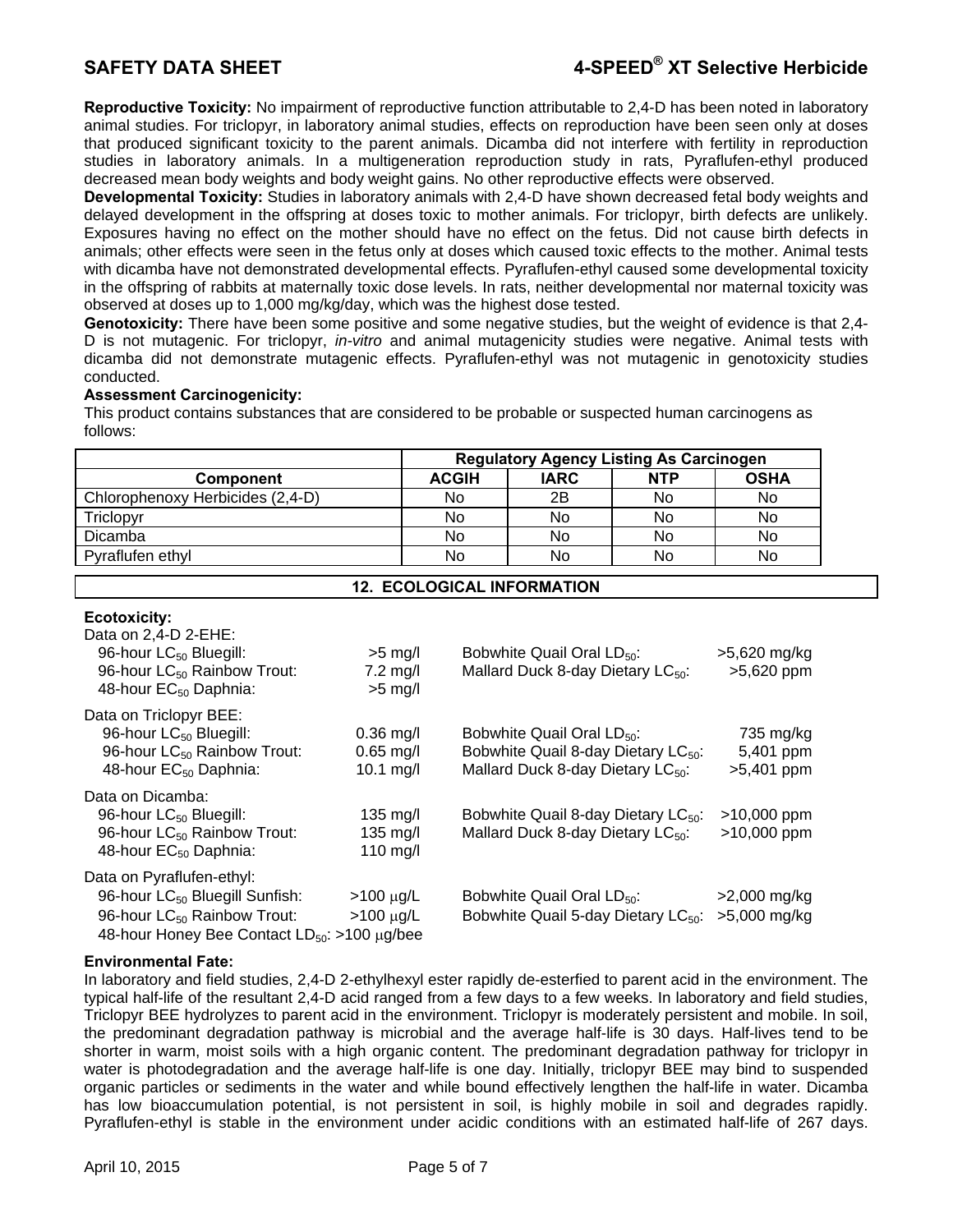**Reproductive Toxicity:** No impairment of reproductive function attributable to 2,4-D has been noted in laboratory animal studies. For triclopyr, in laboratory animal studies, effects on reproduction have been seen only at doses that produced significant toxicity to the parent animals. Dicamba did not interfere with fertility in reproduction studies in laboratory animals. In a multigeneration reproduction study in rats, Pyraflufen-ethyl produced decreased mean body weights and body weight gains. No other reproductive effects were observed.

**Developmental Toxicity:** Studies in laboratory animals with 2,4-D have shown decreased fetal body weights and delayed development in the offspring at doses toxic to mother animals. For triclopyr, birth defects are unlikely. Exposures having no effect on the mother should have no effect on the fetus. Did not cause birth defects in animals; other effects were seen in the fetus only at doses which caused toxic effects to the mother. Animal tests with dicamba have not demonstrated developmental effects. Pyraflufen-ethyl caused some developmental toxicity in the offspring of rabbits at maternally toxic dose levels. In rats, neither developmental nor maternal toxicity was observed at doses up to 1,000 mg/kg/day, which was the highest dose tested.

**Genotoxicity:** There have been some positive and some negative studies, but the weight of evidence is that 2,4-D is not mutagenic. For triclopyr, *in-vitro* and animal mutagenicity studies were negative. Animal tests with dicamba did not demonstrate mutagenic effects. Pyraflufen-ethyl was not mutagenic in genotoxicity studies conducted.

**Assessment Carcinogenicity:**

This product contains substances that are considered to be probable or suspected human carcinogens as follows:

| | Regulatory Agency Listing As Carcinogen | | | |
|---|---|---|---|---|
| **Component** | **ACGIH** | **IARC** | **NTP** | **OSHA** |
| Chlorophenoxy Herbicides (2,4-D) | No | 2B | No | No |
| Triclopyr | No | No | No | No |
| Dicamba | No | No | No | No |
| Pyraflufen ethyl | No | No | No | No |

## 12. ECOLOGICAL INFORMATION

**Ecotoxicity:**

Data on 2,4-D 2-EHE:
- 96-hour $LC_{50}$ Bluegill: >5 mg/l
- 96-hour $LC_{50}$ Rainbow Trout: 7.2 mg/l
- 48-hour $EC_{50}$ Daphnia: >5 mg/l
- Bobwhite Quail Oral $LD_{50}$: >5,620 mg/kg
- Mallard Duck 8-day Dietary $LC_{50}$: >5,620 ppm

Data on Triclopyr BEE:
- 96-hour $LC_{50}$ Bluegill: 0.36 mg/l
- 96-hour $LC_{50}$ Rainbow Trout: 0.65 mg/l
- 48-hour $EC_{50}$ Daphnia: 10.1 mg/l
- Bobwhite Quail Oral $LD_{50}$: 735 mg/kg
- Bobwhite Quail 8-day Dietary $LC_{50}$: 5,401 ppm
- Mallard Duck 8-day Dietary $LC_{50}$: >5,401 ppm

Data on Dicamba:
- 96-hour $LC_{50}$ Bluegill: 135 mg/l
- 96-hour $LC_{50}$ Rainbow Trout: 135 mg/l
- 48-hour $EC_{50}$ Daphnia: 110 mg/l
- Bobwhite Quail 8-day Dietary $LC_{50}$: >10,000 ppm
- Mallard Duck 8-day Dietary $LC_{50}$: >10,000 ppm

Data on Pyraflufen-ethyl:
- 96-hour $LC_{50}$ Bluegill Sunfish: >100 μg/L
- 96-hour $LC_{50}$ Rainbow Trout: >100 μg/L
- 48-hour Honey Bee Contact $LD_{50}$: >100 μg/bee
- Bobwhite Quail Oral $LD_{50}$: >2,000 mg/kg
- Bobwhite Quail 5-day Dietary $LC_{50}$: >5,000 mg/kg

**Environmental Fate:**

In laboratory and field studies, 2,4-D 2-ethylhexyl ester rapidly de-esterfied to parent acid in the environment. The typical half-life of the resultant 2,4-D acid ranged from a few days to a few weeks. In laboratory and field studies, Triclopyr BEE hydrolyzes to parent acid in the environment. Triclopyr is moderately persistent and mobile. In soil, the predominant degradation pathway is microbial and the average half-life is 30 days. Half-lives tend to be shorter in warm, moist soils with a high organic content. The predominant degradation pathway for triclopyr in water is photodegradation and the average half-life is one day. Initially, triclopyr BEE may bind to suspended organic particles or sediments in the water and while bound effectively lengthen the half-life in water. Dicamba has low bioaccumulation potential, is not persistent in soil, is highly mobile in soil and degrades rapidly. Pyraflufen-ethyl is stable in the environment under acidic conditions with an estimated half-life of 267 days.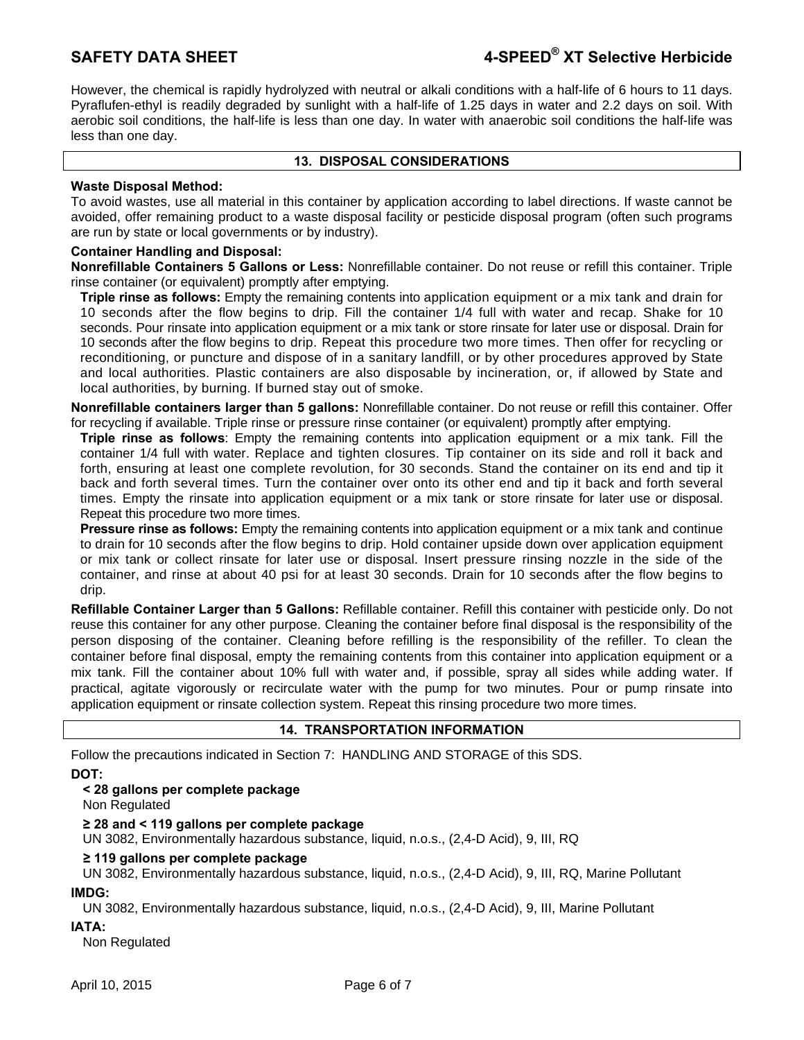However, the chemical is rapidly hydrolyzed with neutral or alkali conditions with a half-life of 6 hours to 11 days. Pyraflufen-ethyl is readily degraded by sunlight with a half-life of 1.25 days in water and 2.2 days on soil. With aerobic soil conditions, the half-life is less than one day. In water with anaerobic soil conditions the half-life was less than one day.

## 13. DISPOSAL CONSIDERATIONS

**Waste Disposal Method:**

To avoid wastes, use all material in this container by application according to label directions. If waste cannot be avoided, offer remaining product to a waste disposal facility or pesticide disposal program (often such programs are run by state or local governments or by industry).

**Container Handling and Disposal:**

**Nonrefillable Containers 5 Gallons or Less:** Nonrefillable container. Do not reuse or refill this container. Triple rinse container (or equivalent) promptly after emptying.

**Triple rinse as follows:** Empty the remaining contents into application equipment or a mix tank and drain for 10 seconds after the flow begins to drip. Fill the container 1/4 full with water and recap. Shake for 10 seconds. Pour rinsate into application equipment or a mix tank or store rinsate for later use or disposal. Drain for 10 seconds after the flow begins to drip. Repeat this procedure two more times. Then offer for recycling or reconditioning, or puncture and dispose of in a sanitary landfill, or by other procedures approved by State and local authorities. Plastic containers are also disposable by incineration, or, if allowed by State and local authorities, by burning. If burned stay out of smoke.

**Nonrefillable containers larger than 5 gallons:** Nonrefillable container. Do not reuse or refill this container. Offer for recycling if available. Triple rinse or pressure rinse container (or equivalent) promptly after emptying.

**Triple rinse as follows**: Empty the remaining contents into application equipment or a mix tank. Fill the container 1/4 full with water. Replace and tighten closures. Tip container on its side and roll it back and forth, ensuring at least one complete revolution, for 30 seconds. Stand the container on its end and tip it back and forth several times. Turn the container over onto its other end and tip it back and forth several times. Empty the rinsate into application equipment or a mix tank or store rinsate for later use or disposal. Repeat this procedure two more times.

**Pressure rinse as follows:** Empty the remaining contents into application equipment or a mix tank and continue to drain for 10 seconds after the flow begins to drip. Hold container upside down over application equipment or mix tank or collect rinsate for later use or disposal. Insert pressure rinsing nozzle in the side of the container, and rinse at about 40 psi for at least 30 seconds. Drain for 10 seconds after the flow begins to drip.

**Refillable Container Larger than 5 Gallons:** Refillable container. Refill this container with pesticide only. Do not reuse this container for any other purpose. Cleaning the container before final disposal is the responsibility of the person disposing of the container. Cleaning before refilling is the responsibility of the refiller. To clean the container before final disposal, empty the remaining contents from this container into application equipment or a mix tank. Fill the container about 10% full with water and, if possible, spray all sides while adding water. If practical, agitate vigorously or recirculate water with the pump for two minutes. Pour or pump rinsate into application equipment or rinsate collection system. Repeat this rinsing procedure two more times.

## 14. TRANSPORTATION INFORMATION

Follow the precautions indicated in Section 7: HANDLING AND STORAGE of this SDS.

**DOT:**

**< 28 gallons per complete package**
Non Regulated

**≥ 28 and < 119 gallons per complete package**
UN 3082, Environmentally hazardous substance, liquid, n.o.s., (2,4-D Acid), 9, III, RQ

**≥ 119 gallons per complete package**
UN 3082, Environmentally hazardous substance, liquid, n.o.s., (2,4-D Acid), 9, III, RQ, Marine Pollutant

**IMDG:**
UN 3082, Environmentally hazardous substance, liquid, n.o.s., (2,4-D Acid), 9, III, Marine Pollutant

**IATA:**
Non Regulated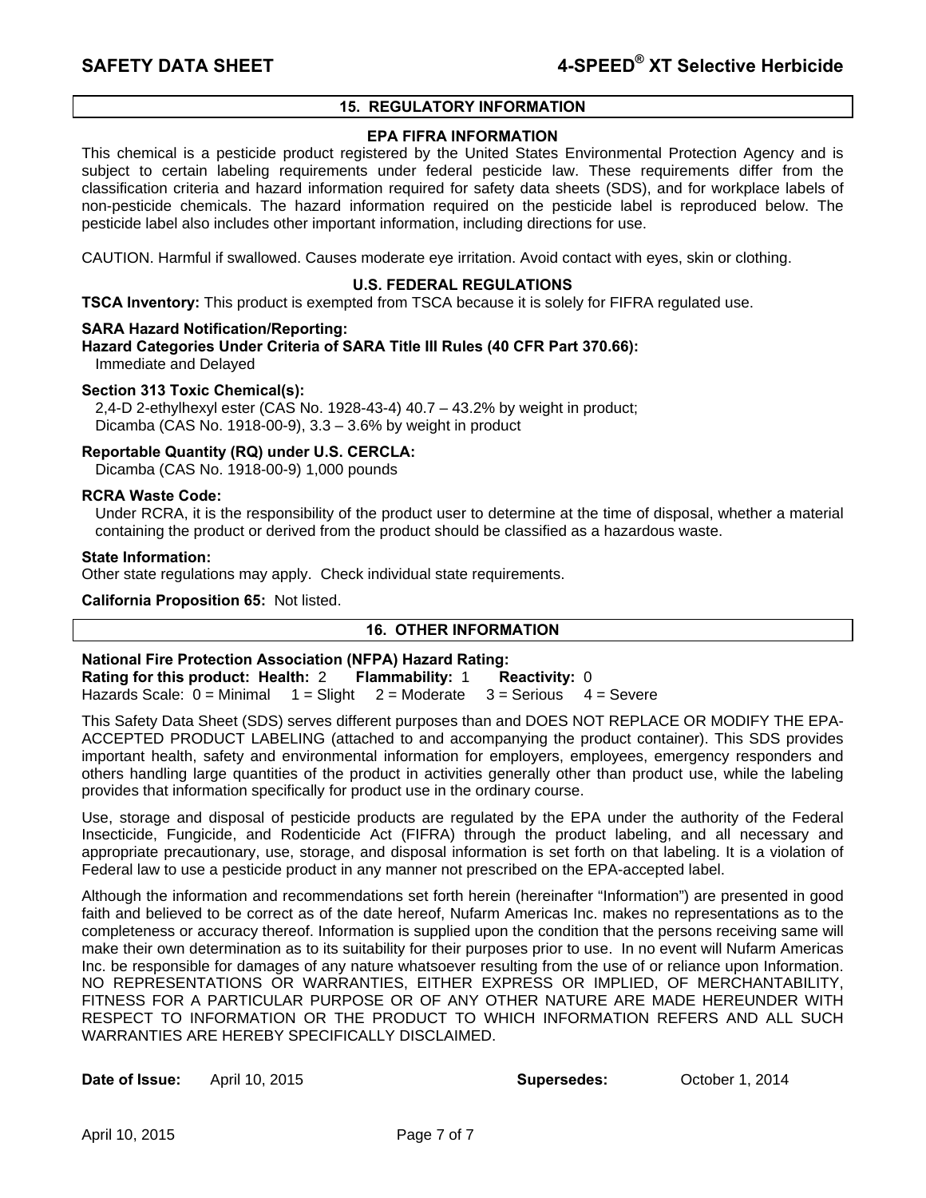## 15. REGULATORY INFORMATION

### EPA FIFRA INFORMATION

This chemical is a pesticide product registered by the United States Environmental Protection Agency and is subject to certain labeling requirements under federal pesticide law. These requirements differ from the classification criteria and hazard information required for safety data sheets (SDS), and for workplace labels of non-pesticide chemicals. The hazard information required on the pesticide label is reproduced below. The pesticide label also includes other important information, including directions for use.

CAUTION. Harmful if swallowed. Causes moderate eye irritation. Avoid contact with eyes, skin or clothing.

### U.S. FEDERAL REGULATIONS

**TSCA Inventory:** This product is exempted from TSCA because it is solely for FIFRA regulated use.

**SARA Hazard Notification/Reporting:**
**Hazard Categories Under Criteria of SARA Title III Rules (40 CFR Part 370.66):**
Immediate and Delayed

**Section 313 Toxic Chemical(s):**
2,4-D 2-ethylhexyl ester (CAS No. 1928-43-4) 40.7 – 43.2% by weight in product;
Dicamba (CAS No. 1918-00-9), 3.3 – 3.6% by weight in product

**Reportable Quantity (RQ) under U.S. CERCLA:**
Dicamba (CAS No. 1918-00-9) 1,000 pounds

**RCRA Waste Code:**
Under RCRA, it is the responsibility of the product user to determine at the time of disposal, whether a material containing the product or derived from the product should be classified as a hazardous waste.

**State Information:**
Other state regulations may apply. Check individual state requirements.

**California Proposition 65:** Not listed.

## 16. OTHER INFORMATION

**National Fire Protection Association (NFPA) Hazard Rating:**
**Rating for this product: Health:** 2 **Flammability:** 1 **Reactivity:** 0
Hazards Scale: 0 = Minimal 1 = Slight 2 = Moderate 3 = Serious 4 = Severe

This Safety Data Sheet (SDS) serves different purposes than and DOES NOT REPLACE OR MODIFY THE EPA-ACCEPTED PRODUCT LABELING (attached to and accompanying the product container). This SDS provides important health, safety and environmental information for employers, employees, emergency responders and others handling large quantities of the product in activities generally other than product use, while the labeling provides that information specifically for product use in the ordinary course.

Use, storage and disposal of pesticide products are regulated by the EPA under the authority of the Federal Insecticide, Fungicide, and Rodenticide Act (FIFRA) through the product labeling, and all necessary and appropriate precautionary, use, storage, and disposal information is set forth on that labeling. It is a violation of Federal law to use a pesticide product in any manner not prescribed on the EPA-accepted label.

Although the information and recommendations set forth herein (hereinafter "Information") are presented in good faith and believed to be correct as of the date hereof, Nufarm Americas Inc. makes no representations as to the completeness or accuracy thereof. Information is supplied upon the condition that the persons receiving same will make their own determination as to its suitability for their purposes prior to use. In no event will Nufarm Americas Inc. be responsible for damages of any nature whatsoever resulting from the use of or reliance upon Information. NO REPRESENTATIONS OR WARRANTIES, EITHER EXPRESS OR IMPLIED, OF MERCHANTABILITY, FITNESS FOR A PARTICULAR PURPOSE OR OF ANY OTHER NATURE ARE MADE HEREUNDER WITH RESPECT TO INFORMATION OR THE PRODUCT TO WHICH INFORMATION REFERS AND ALL SUCH WARRANTIES ARE HEREBY SPECIFICALLY DISCLAIMED.

**Date of Issue:** April 10, 2015 **Supersedes:** October 1, 2014